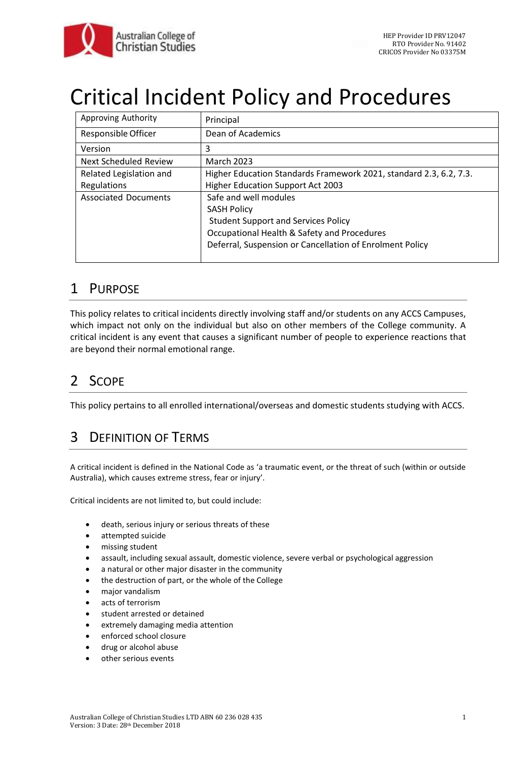HEP Provider ID PRV12047
RTO Provider No. 91402
CRICOS Provider No 03375M

# Critical Incident Policy and Procedures

| | |
|---|---|
| Approving Authority | Principal |
| Responsible Officer | Dean of Academics |
| Version | 3 |
| Next Scheduled Review | March 2023 |
| Related Legislation and Regulations | Higher Education Standards Framework 2021, standard 2.3, 6.2, 7.3. Higher Education Support Act 2003 |
| Associated Documents | Safe and well modules<br>SASH Policy<br>Student Support and Services Policy<br>Occupational Health & Safety and Procedures<br>Deferral, Suspension or Cancellation of Enrolment Policy |

## 1 Purpose

This policy relates to critical incidents directly involving staff and/or students on any ACCS Campuses, which impact not only on the individual but also on other members of the College community. A critical incident is any event that causes a significant number of people to experience reactions that are beyond their normal emotional range.

## 2 Scope

This policy pertains to all enrolled international/overseas and domestic students studying with ACCS.

## 3 Definition of Terms

A critical incident is defined in the National Code as 'a traumatic event, or the threat of such (within or outside Australia), which causes extreme stress, fear or injury'.

Critical incidents are not limited to, but could include:

- death, serious injury or serious threats of these
- attempted suicide
- missing student
- assault, including sexual assault, domestic violence, severe verbal or psychological aggression
- a natural or other major disaster in the community
- the destruction of part, or the whole of the College
- major vandalism
- acts of terrorism
- student arrested or detained
- extremely damaging media attention
- enforced school closure
- drug or alcohol abuse
- other serious events

Australian College of Christian Studies LTD ABN 60 236 028 435
Version: 3 Date: 28th December 2018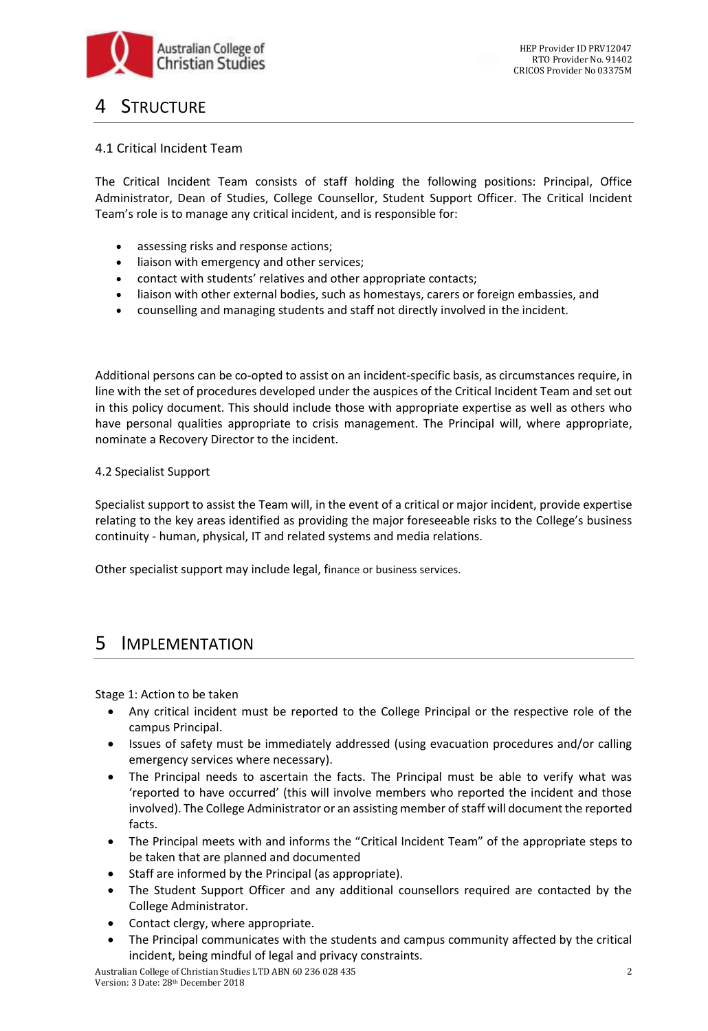# 4 STRUCTURE

## 4.1 Critical Incident Team

The Critical Incident Team consists of staff holding the following positions: Principal, Office Administrator, Dean of Studies, College Counsellor, Student Support Officer. The Critical Incident Team's role is to manage any critical incident, and is responsible for:

- assessing risks and response actions;
- liaison with emergency and other services;
- contact with students' relatives and other appropriate contacts;
- liaison with other external bodies, such as homestays, carers or foreign embassies, and
- counselling and managing students and staff not directly involved in the incident.

Additional persons can be co-opted to assist on an incident-specific basis, as circumstances require, in line with the set of procedures developed under the auspices of the Critical Incident Team and set out in this policy document. This should include those with appropriate expertise as well as others who have personal qualities appropriate to crisis management. The Principal will, where appropriate, nominate a Recovery Director to the incident.

## 4.2 Specialist Support

Specialist support to assist the Team will, in the event of a critical or major incident, provide expertise relating to the key areas identified as providing the major foreseeable risks to the College's business continuity - human, physical, IT and related systems and media relations.

Other specialist support may include legal, finance or business services.

# 5 IMPLEMENTATION

Stage 1: Action to be taken

- Any critical incident must be reported to the College Principal or the respective role of the campus Principal.
- Issues of safety must be immediately addressed (using evacuation procedures and/or calling emergency services where necessary).
- The Principal needs to ascertain the facts. The Principal must be able to verify what was 'reported to have occurred' (this will involve members who reported the incident and those involved). The College Administrator or an assisting member of staff will document the reported facts.
- The Principal meets with and informs the "Critical Incident Team" of the appropriate steps to be taken that are planned and documented
- Staff are informed by the Principal (as appropriate).
- The Student Support Officer and any additional counsellors required are contacted by the College Administrator.
- Contact clergy, where appropriate.
- The Principal communicates with the students and campus community affected by the critical incident, being mindful of legal and privacy constraints.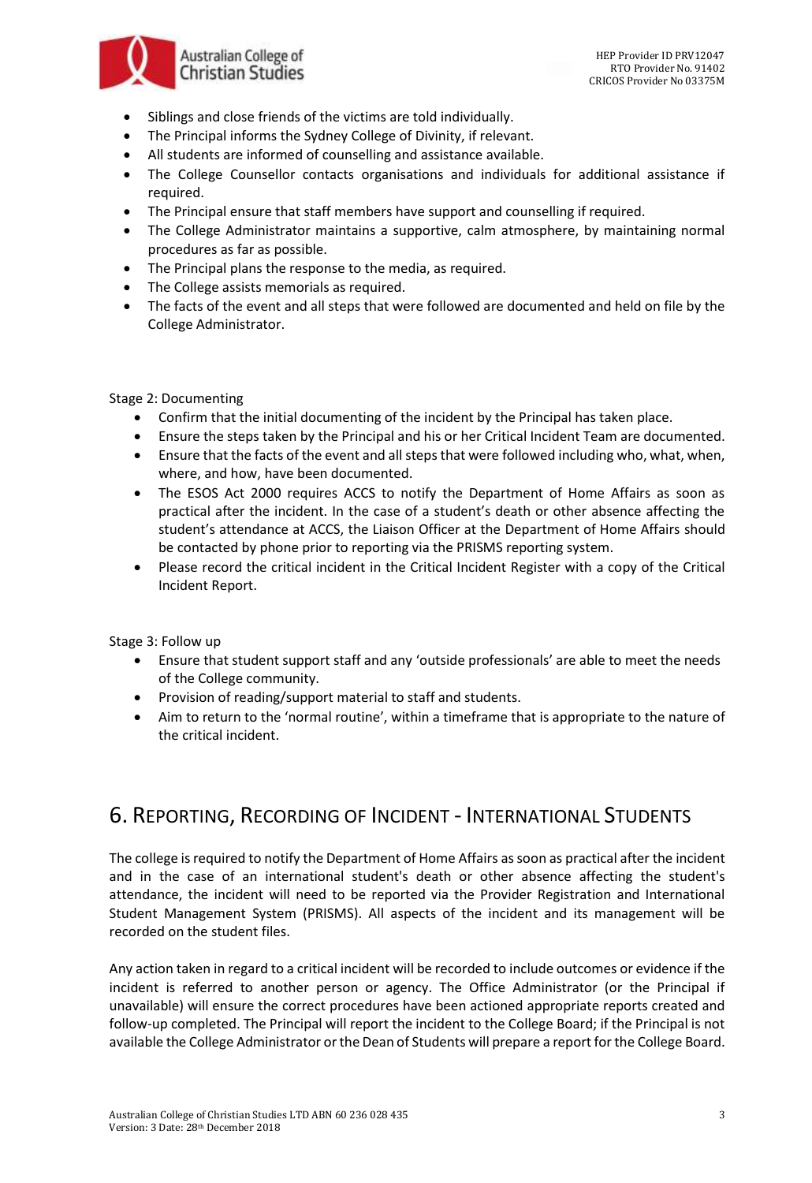- Siblings and close friends of the victims are told individually.
- The Principal informs the Sydney College of Divinity, if relevant.
- All students are informed of counselling and assistance available.
- The College Counsellor contacts organisations and individuals for additional assistance if required.
- The Principal ensure that staff members have support and counselling if required.
- The College Administrator maintains a supportive, calm atmosphere, by maintaining normal procedures as far as possible.
- The Principal plans the response to the media, as required.
- The College assists memorials as required.
- The facts of the event and all steps that were followed are documented and held on file by the College Administrator.

Stage 2: Documenting

- Confirm that the initial documenting of the incident by the Principal has taken place.
- Ensure the steps taken by the Principal and his or her Critical Incident Team are documented.
- Ensure that the facts of the event and all steps that were followed including who, what, when, where, and how, have been documented.
- The ESOS Act 2000 requires ACCS to notify the Department of Home Affairs as soon as practical after the incident. In the case of a student's death or other absence affecting the student's attendance at ACCS, the Liaison Officer at the Department of Home Affairs should be contacted by phone prior to reporting via the PRISMS reporting system.
- Please record the critical incident in the Critical Incident Register with a copy of the Critical Incident Report.

Stage 3: Follow up

- Ensure that student support staff and any 'outside professionals' are able to meet the needs of the College community.
- Provision of reading/support material to staff and students.
- Aim to return to the 'normal routine', within a timeframe that is appropriate to the nature of the critical incident.

## 6. Reporting, Recording of Incident - International Students

The college is required to notify the Department of Home Affairs as soon as practical after the incident and in the case of an international student's death or other absence affecting the student's attendance, the incident will need to be reported via the Provider Registration and International Student Management System (PRISMS). All aspects of the incident and its management will be recorded on the student files.

Any action taken in regard to a critical incident will be recorded to include outcomes or evidence if the incident is referred to another person or agency. The Office Administrator (or the Principal if unavailable) will ensure the correct procedures have been actioned appropriate reports created and follow-up completed. The Principal will report the incident to the College Board; if the Principal is not available the College Administrator or the Dean of Students will prepare a report for the College Board.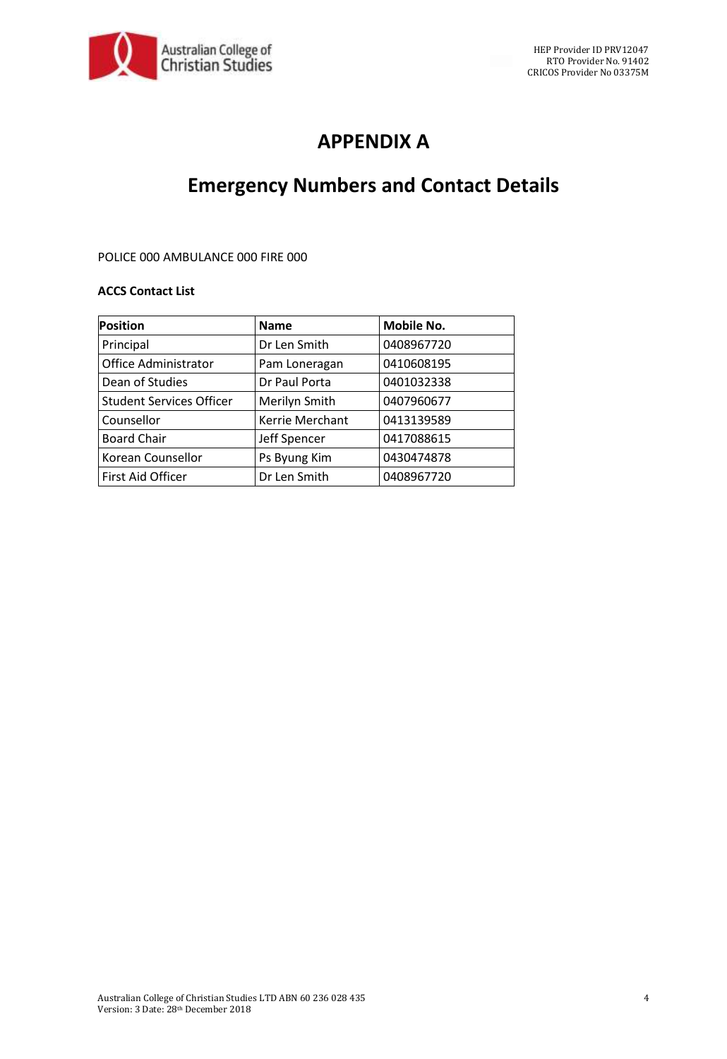# APPENDIX A

## Emergency Numbers and Contact Details

POLICE 000 AMBULANCE 000 FIRE 000

**ACCS Contact List**

| Position | Name | Mobile No. |
|---|---|---|
| Principal | Dr Len Smith | 0408967720 |
| Office Administrator | Pam Loneragan | 0410608195 |
| Dean of Studies | Dr Paul Porta | 0401032338 |
| Student Services Officer | Merilyn Smith | 0407960677 |
| Counsellor | Kerrie Merchant | 0413139589 |
| Board Chair | Jeff Spencer | 0417088615 |
| Korean Counsellor | Ps Byung Kim | 0430474878 |
| First Aid Officer | Dr Len Smith | 0408967720 |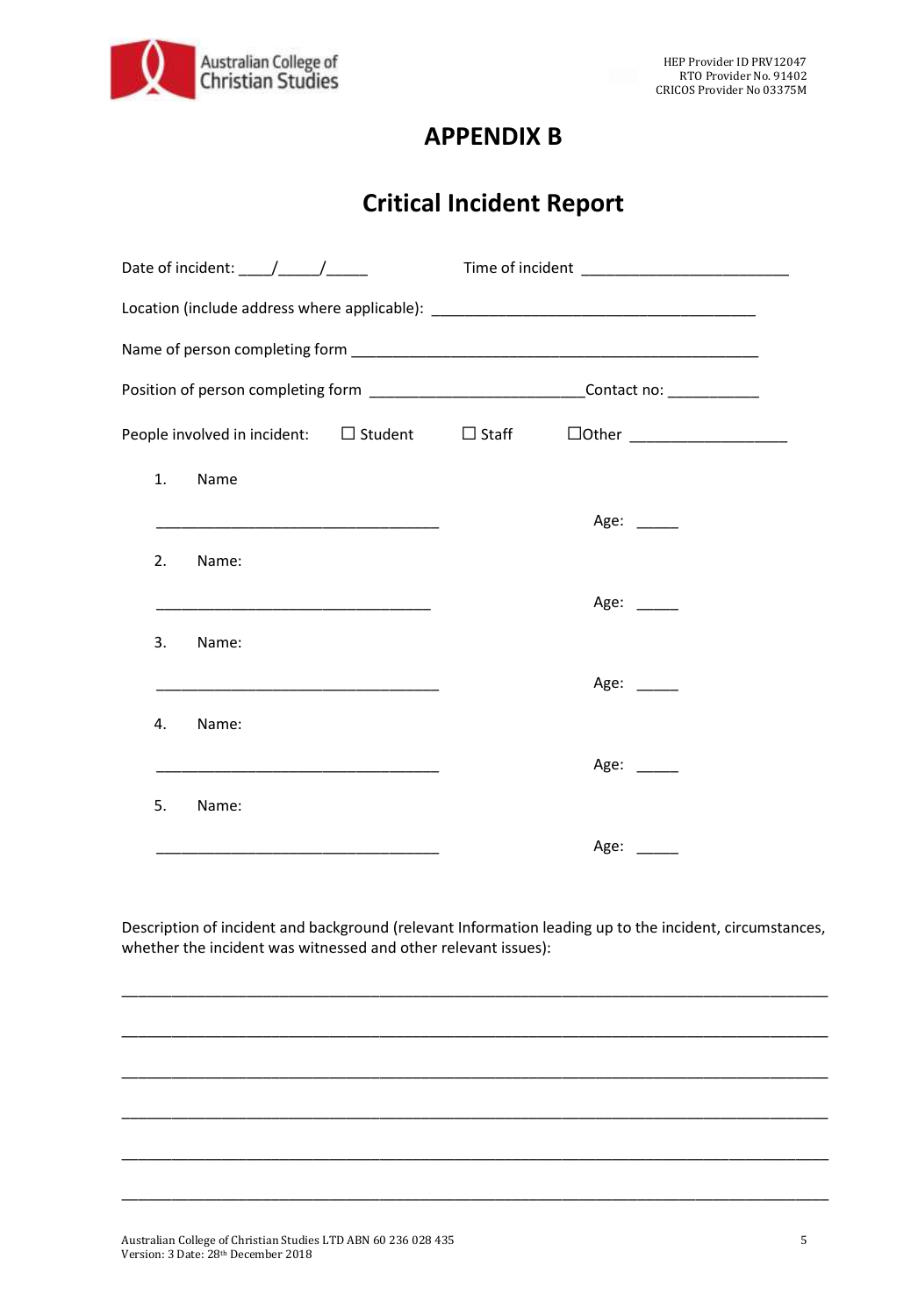# APPENDIX B

## Critical Incident Report

Date of incident: ____/_____/_____ Time of incident __________________________

Location (include address where applicable): ________________________________________

Name of person completing form ___________________________________________________

Position of person completing form __________________________Contact no: ___________

People involved in incident: ☐ Student ☐ Staff ☐Other ___________________

1. Name

___________________________________ Age: _____

2. Name:

___________________________________ Age: _____

3. Name:

___________________________________ Age: _____

4. Name:

___________________________________ Age: _____

5. Name:

___________________________________ Age: _____

Description of incident and background (relevant Information leading up to the incident, circumstances, whether the incident was witnessed and other relevant issues):

_____________________________________________________________________________________

_____________________________________________________________________________________

_____________________________________________________________________________________

_____________________________________________________________________________________

_____________________________________________________________________________________

_____________________________________________________________________________________

Australian College of Christian Studies LTD ABN 60 236 028 435
Version: 3 Date: 28th December 2018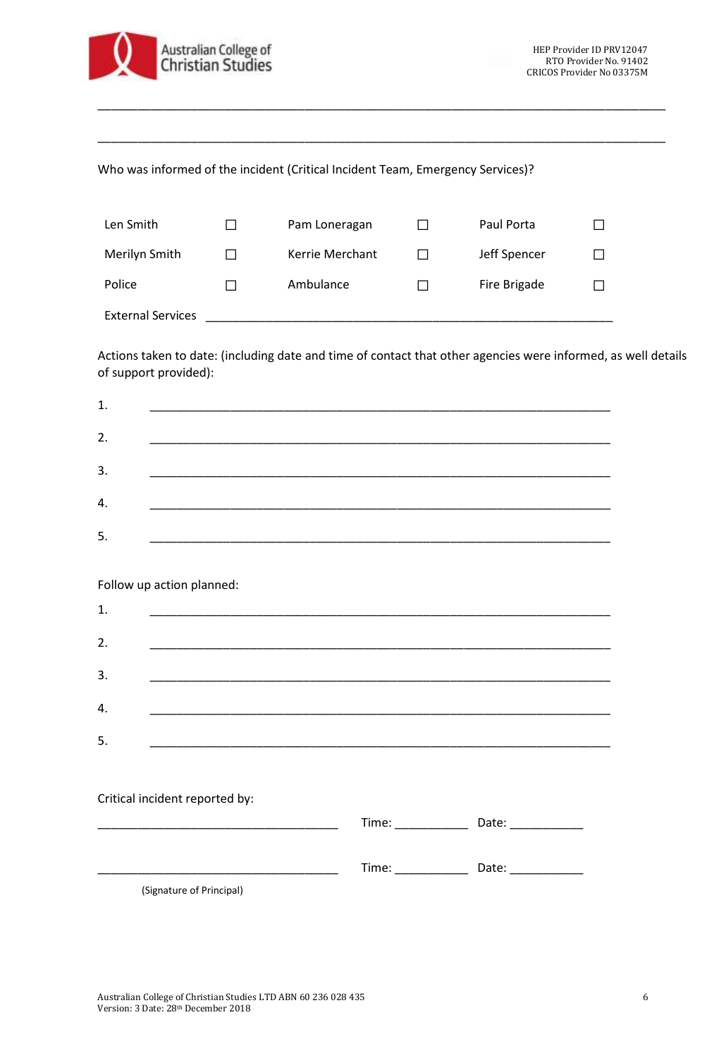______________________________________________________________________________

______________________________________________________________________________

Who was informed of the incident (Critical Incident Team, Emergency Services)?

| | | | | | |
|---|---|---|---|---|---|
| Len Smith | ☐ | Pam Loneragan | ☐ | Paul Porta | ☐ |
| Merilyn Smith | ☐ | Kerrie Merchant | ☐ | Jeff Spencer | ☐ |
| Police | ☐ | Ambulance | ☐ | Fire Brigade | ☐ |

External Services ______________________________________________________________

Actions taken to date: (including date and time of contact that other agencies were informed, as well details of support provided):

1. ______________________________________________________________________
2. ______________________________________________________________________
3. ______________________________________________________________________
4. ______________________________________________________________________
5. ______________________________________________________________________

Follow up action planned:

1. ______________________________________________________________________
2. ______________________________________________________________________
3. ______________________________________________________________________
4. ______________________________________________________________________
5. ______________________________________________________________________

Critical incident reported by:

_____________________________________ Time: ___________ Date: ___________

_____________________________________ Time: ___________ Date: ___________

(Signature of Principal)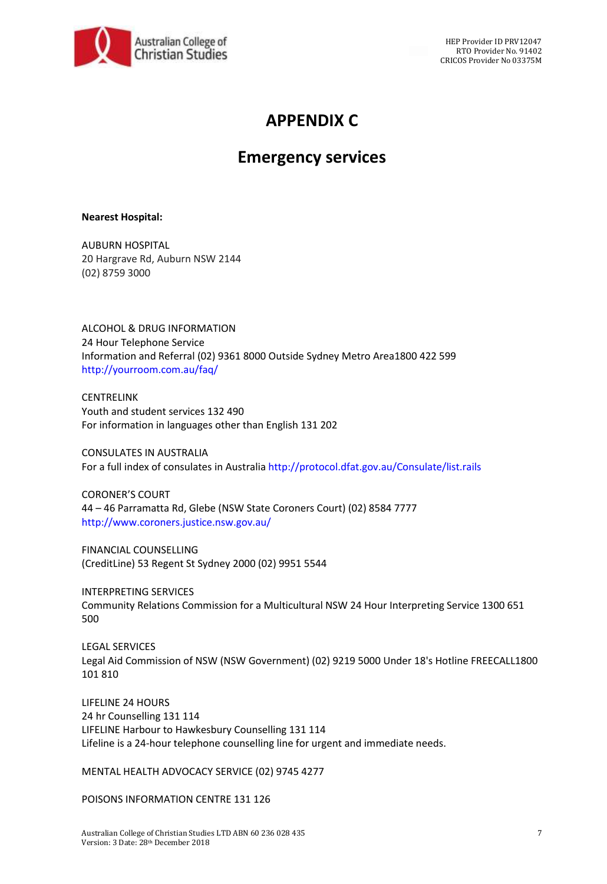# APPENDIX C

## Emergency services

**Nearest Hospital:**

AUBURN HOSPITAL
20 Hargrave Rd, Auburn NSW 2144
(02) 8759 3000

ALCOHOL & DRUG INFORMATION
24 Hour Telephone Service
Information and Referral (02) 9361 8000 Outside Sydney Metro Area1800 422 599
http://yourroom.com.au/faq/

CENTRELINK
Youth and student services 132 490
For information in languages other than English 131 202

CONSULATES IN AUSTRALIA
For a full index of consulates in Australia http://protocol.dfat.gov.au/Consulate/list.rails

CORONER'S COURT
44 – 46 Parramatta Rd, Glebe (NSW State Coroners Court) (02) 8584 7777
http://www.coroners.justice.nsw.gov.au/

FINANCIAL COUNSELLING
(CreditLine) 53 Regent St Sydney 2000 (02) 9951 5544

INTERPRETING SERVICES
Community Relations Commission for a Multicultural NSW 24 Hour Interpreting Service 1300 651 500

LEGAL SERVICES
Legal Aid Commission of NSW (NSW Government) (02) 9219 5000 Under 18's Hotline FREECALL1800 101 810

LIFELINE 24 HOURS
24 hr Counselling 131 114
LIFELINE Harbour to Hawkesbury Counselling 131 114
Lifeline is a 24-hour telephone counselling line for urgent and immediate needs.

MENTAL HEALTH ADVOCACY SERVICE (02) 9745 4277

POISONS INFORMATION CENTRE 131 126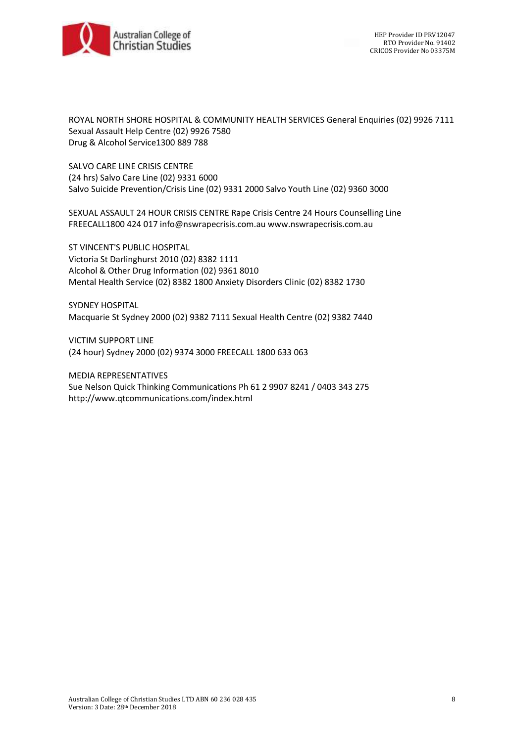ROYAL NORTH SHORE HOSPITAL & COMMUNITY HEALTH SERVICES General Enquiries (02) 9926 7111
Sexual Assault Help Centre (02) 9926 7580
Drug & Alcohol Service1300 889 788

SALVO CARE LINE CRISIS CENTRE
(24 hrs) Salvo Care Line (02) 9331 6000
Salvo Suicide Prevention/Crisis Line (02) 9331 2000 Salvo Youth Line (02) 9360 3000

SEXUAL ASSAULT 24 HOUR CRISIS CENTRE Rape Crisis Centre 24 Hours Counselling Line
FREECALL1800 424 017 info@nswrapecrisis.com.au www.nswrapecrisis.com.au

ST VINCENT'S PUBLIC HOSPITAL
Victoria St Darlinghurst 2010 (02) 8382 1111
Alcohol & Other Drug Information (02) 9361 8010
Mental Health Service (02) 8382 1800 Anxiety Disorders Clinic (02) 8382 1730

SYDNEY HOSPITAL
Macquarie St Sydney 2000 (02) 9382 7111 Sexual Health Centre (02) 9382 7440

VICTIM SUPPORT LINE
(24 hour) Sydney 2000 (02) 9374 3000 FREECALL 1800 633 063

MEDIA REPRESENTATIVES
Sue Nelson Quick Thinking Communications Ph 61 2 9907 8241 / 0403 343 275
http://www.qtcommunications.com/index.html